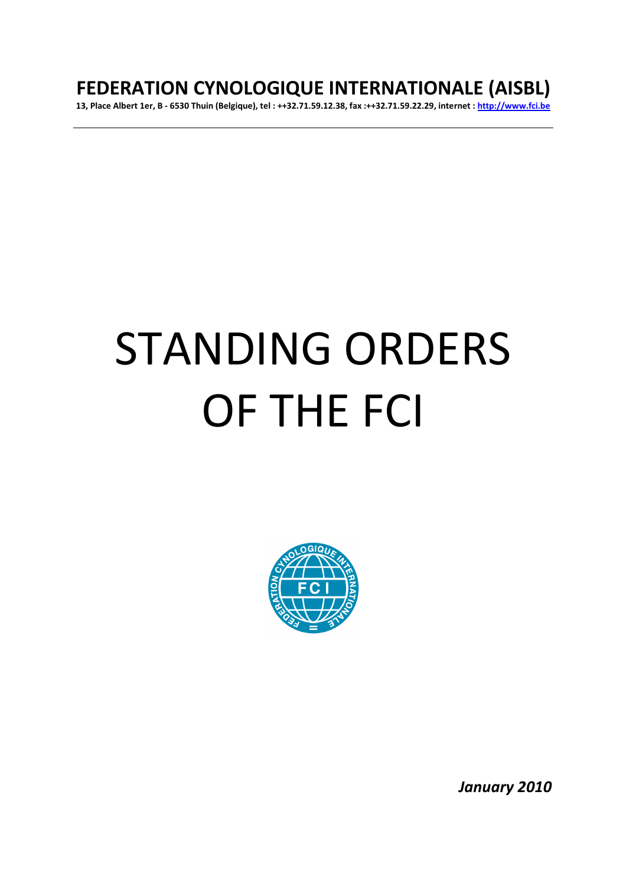# FEDERATION CYNOLOGIQUE INTERNATIONALE (AISBL)

**13, Place Albert 1er, B - 6530 Thuin (Belgique), tel : ++32.71.59.12.38, fax :++32.71.59.22.29, internet : http://www.fci.be**

# STANDING ORDERS OF THE FCI

*January 2010*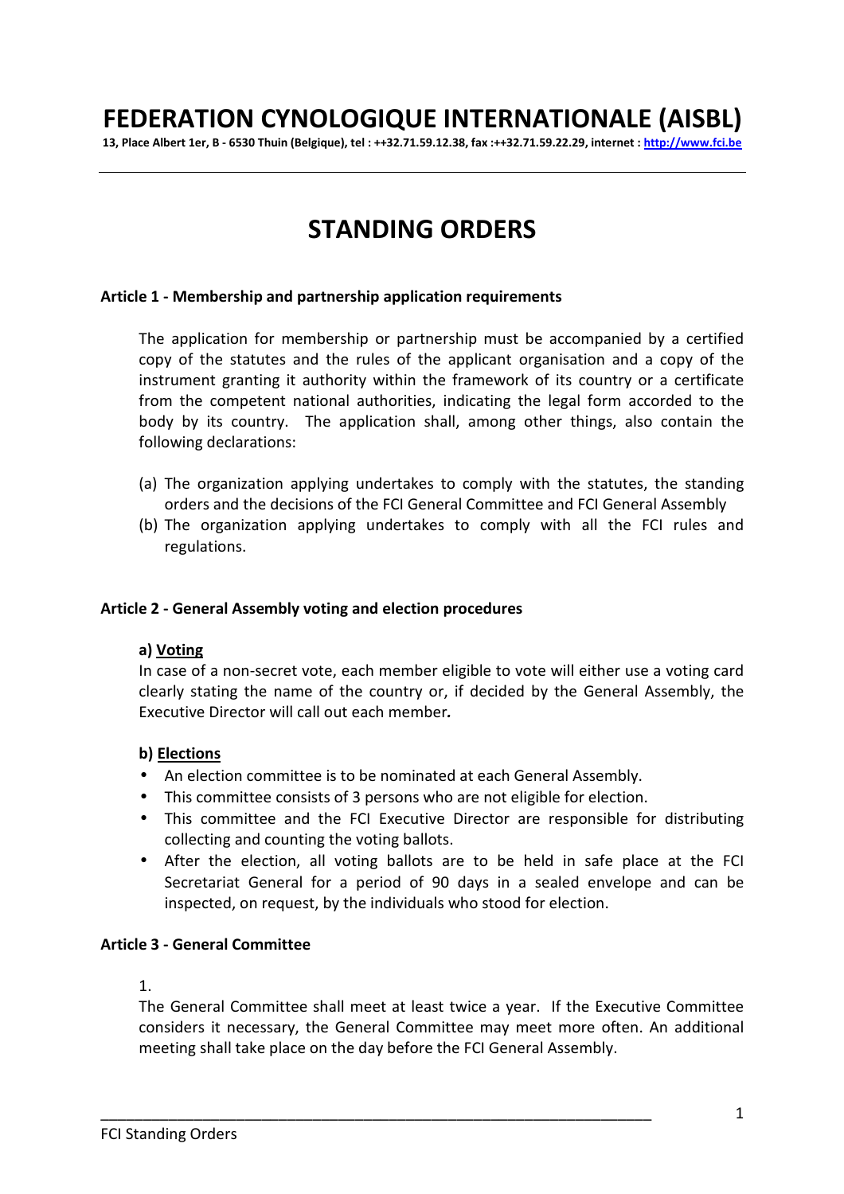# FEDERATION CYNOLOGIQUE INTERNATIONALE (AISBL)

**13, Place Albert 1er, B - 6530 Thuin (Belgique), tel : ++32.71.59.12.38, fax :++32.71.59.22.29, internet : http://www.fci.be**

---

# STANDING ORDERS

**Article 1 - Membership and partnership application requirements**

The application for membership or partnership must be accompanied by a certified copy of the statutes and the rules of the applicant organisation and a copy of the instrument granting it authority within the framework of its country or a certificate from the competent national authorities, indicating the legal form accorded to the body by its country. The application shall, among other things, also contain the following declarations:

(a) The organization applying undertakes to comply with the statutes, the standing orders and the decisions of the FCI General Committee and FCI General Assembly
(b) The organization applying undertakes to comply with all the FCI rules and regulations.

**Article 2 - General Assembly voting and election procedures**

**a) Voting**
In case of a non-secret vote, each member eligible to vote will either use a voting card clearly stating the name of the country or, if decided by the General Assembly, the Executive Director will call out each member*.*

**b) Elections**

- An election committee is to be nominated at each General Assembly.
- This committee consists of 3 persons who are not eligible for election.
- This committee and the FCI Executive Director are responsible for distributing collecting and counting the voting ballots.
- After the election, all voting ballots are to be held in safe place at the FCI Secretariat General for a period of 90 days in a sealed envelope and can be inspected, on request, by the individuals who stood for election.

**Article 3 - General Committee**

1.
The General Committee shall meet at least twice a year. If the Executive Committee considers it necessary, the General Committee may meet more often. An additional meeting shall take place on the day before the FCI General Assembly.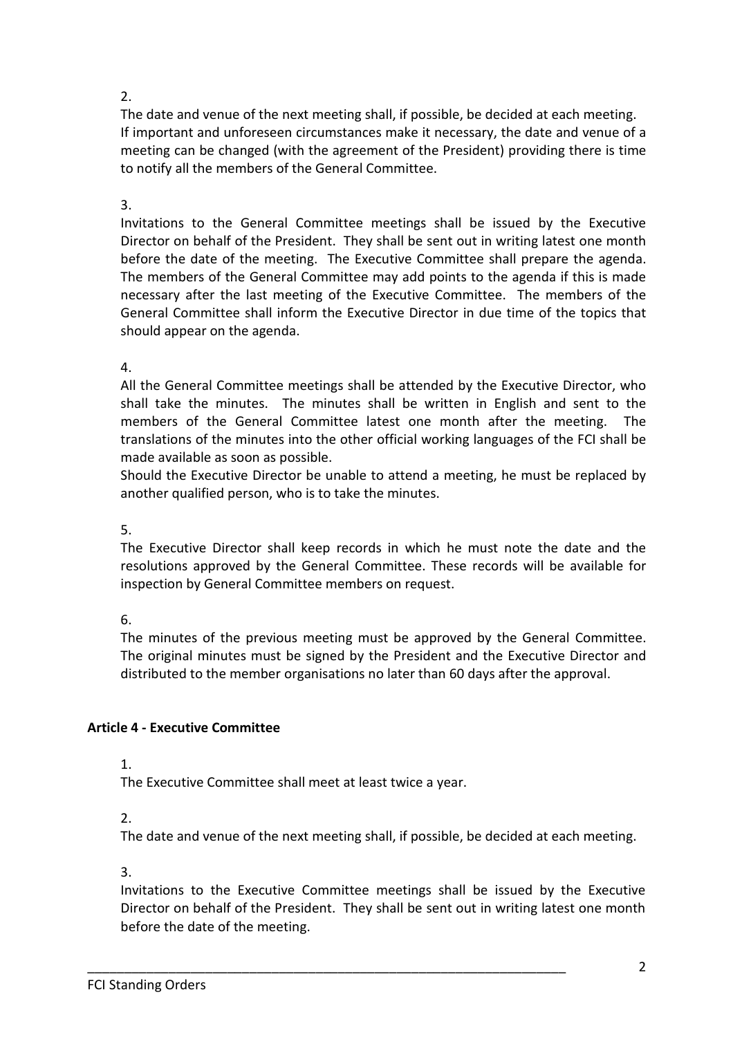2.

The date and venue of the next meeting shall, if possible, be decided at each meeting. If important and unforeseen circumstances make it necessary, the date and venue of a meeting can be changed (with the agreement of the President) providing there is time to notify all the members of the General Committee.

3.

Invitations to the General Committee meetings shall be issued by the Executive Director on behalf of the President. They shall be sent out in writing latest one month before the date of the meeting. The Executive Committee shall prepare the agenda. The members of the General Committee may add points to the agenda if this is made necessary after the last meeting of the Executive Committee. The members of the General Committee shall inform the Executive Director in due time of the topics that should appear on the agenda.

4.

All the General Committee meetings shall be attended by the Executive Director, who shall take the minutes. The minutes shall be written in English and sent to the members of the General Committee latest one month after the meeting. The translations of the minutes into the other official working languages of the FCI shall be made available as soon as possible.

Should the Executive Director be unable to attend a meeting, he must be replaced by another qualified person, who is to take the minutes.

5.

The Executive Director shall keep records in which he must note the date and the resolutions approved by the General Committee. These records will be available for inspection by General Committee members on request.

6.

The minutes of the previous meeting must be approved by the General Committee. The original minutes must be signed by the President and the Executive Director and distributed to the member organisations no later than 60 days after the approval.

### Article 4 - Executive Committee

1.

The Executive Committee shall meet at least twice a year.

2.

The date and venue of the next meeting shall, if possible, be decided at each meeting.

3.

Invitations to the Executive Committee meetings shall be issued by the Executive Director on behalf of the President. They shall be sent out in writing latest one month before the date of the meeting.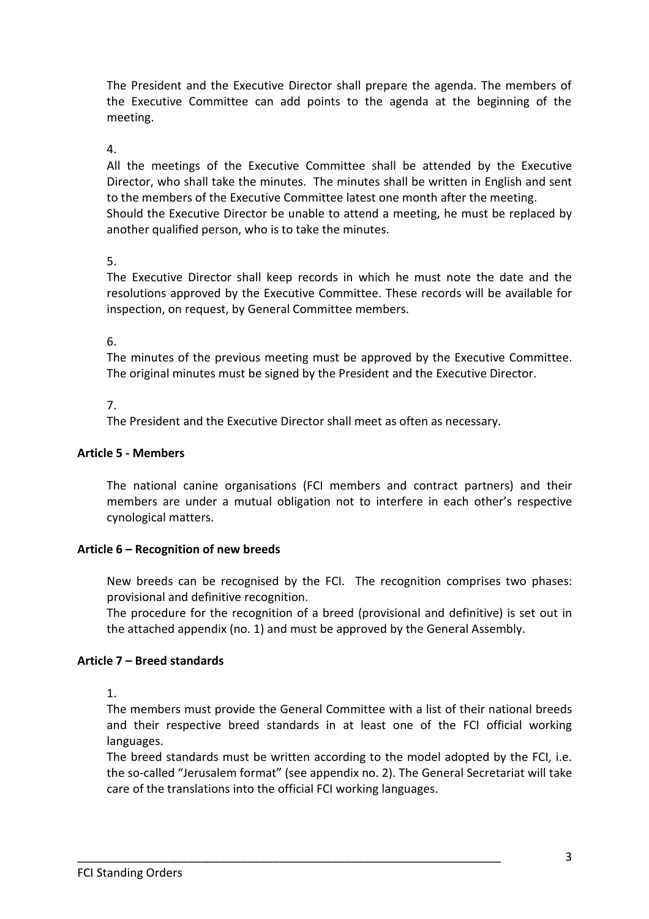The President and the Executive Director shall prepare the agenda. The members of the Executive Committee can add points to the agenda at the beginning of the meeting.

4.
All the meetings of the Executive Committee shall be attended by the Executive Director, who shall take the minutes. The minutes shall be written in English and sent to the members of the Executive Committee latest one month after the meeting.
Should the Executive Director be unable to attend a meeting, he must be replaced by another qualified person, who is to take the minutes.

5.
The Executive Director shall keep records in which he must note the date and the resolutions approved by the Executive Committee. These records will be available for inspection, on request, by General Committee members.

6.
The minutes of the previous meeting must be approved by the Executive Committee. The original minutes must be signed by the President and the Executive Director.

7.
The President and the Executive Director shall meet as often as necessary.

**Article 5 - Members**

The national canine organisations (FCI members and contract partners) and their members are under a mutual obligation not to interfere in each other's respective cynological matters.

**Article 6 – Recognition of new breeds**

New breeds can be recognised by the FCI. The recognition comprises two phases: provisional and definitive recognition.
The procedure for the recognition of a breed (provisional and definitive) is set out in the attached appendix (no. 1) and must be approved by the General Assembly.

**Article 7 – Breed standards**

1.
The members must provide the General Committee with a list of their national breeds and their respective breed standards in at least one of the FCI official working languages.
The breed standards must be written according to the model adopted by the FCI, i.e. the so-called "Jerusalem format" (see appendix no. 2). The General Secretariat will take care of the translations into the official FCI working languages.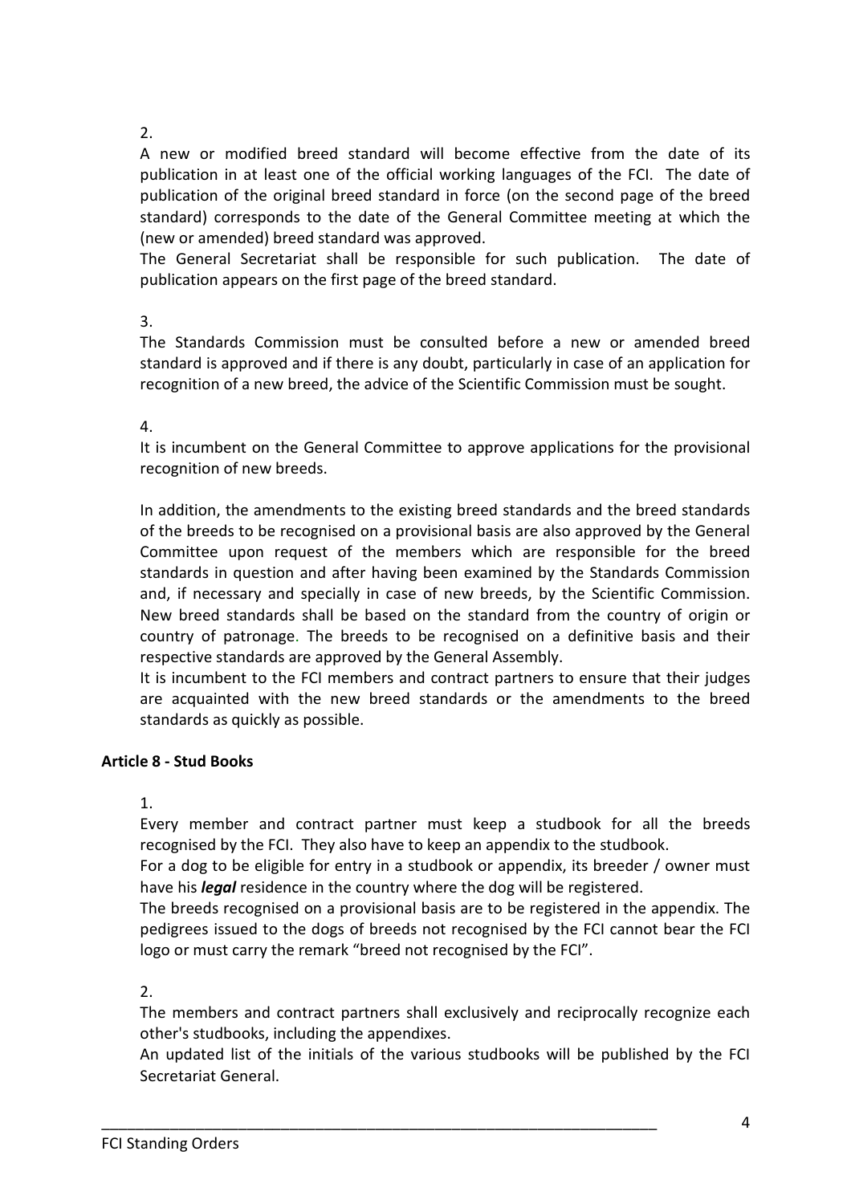2.

A new or modified breed standard will become effective from the date of its publication in at least one of the official working languages of the FCI. The date of publication of the original breed standard in force (on the second page of the breed standard) corresponds to the date of the General Committee meeting at which the (new or amended) breed standard was approved.

The General Secretariat shall be responsible for such publication. The date of publication appears on the first page of the breed standard.

3.

The Standards Commission must be consulted before a new or amended breed standard is approved and if there is any doubt, particularly in case of an application for recognition of a new breed, the advice of the Scientific Commission must be sought.

4.

It is incumbent on the General Committee to approve applications for the provisional recognition of new breeds.

In addition, the amendments to the existing breed standards and the breed standards of the breeds to be recognised on a provisional basis are also approved by the General Committee upon request of the members which are responsible for the breed standards in question and after having been examined by the Standards Commission and, if necessary and specially in case of new breeds, by the Scientific Commission. New breed standards shall be based on the standard from the country of origin or country of patronage. The breeds to be recognised on a definitive basis and their respective standards are approved by the General Assembly.

It is incumbent to the FCI members and contract partners to ensure that their judges are acquainted with the new breed standards or the amendments to the breed standards as quickly as possible.

**Article 8 - Stud Books**

1.

Every member and contract partner must keep a studbook for all the breeds recognised by the FCI. They also have to keep an appendix to the studbook.

For a dog to be eligible for entry in a studbook or appendix, its breeder / owner must have his ***legal*** residence in the country where the dog will be registered.

The breeds recognised on a provisional basis are to be registered in the appendix. The pedigrees issued to the dogs of breeds not recognised by the FCI cannot bear the FCI logo or must carry the remark "breed not recognised by the FCI".

2.

The members and contract partners shall exclusively and reciprocally recognize each other's studbooks, including the appendixes.

An updated list of the initials of the various studbooks will be published by the FCI Secretariat General.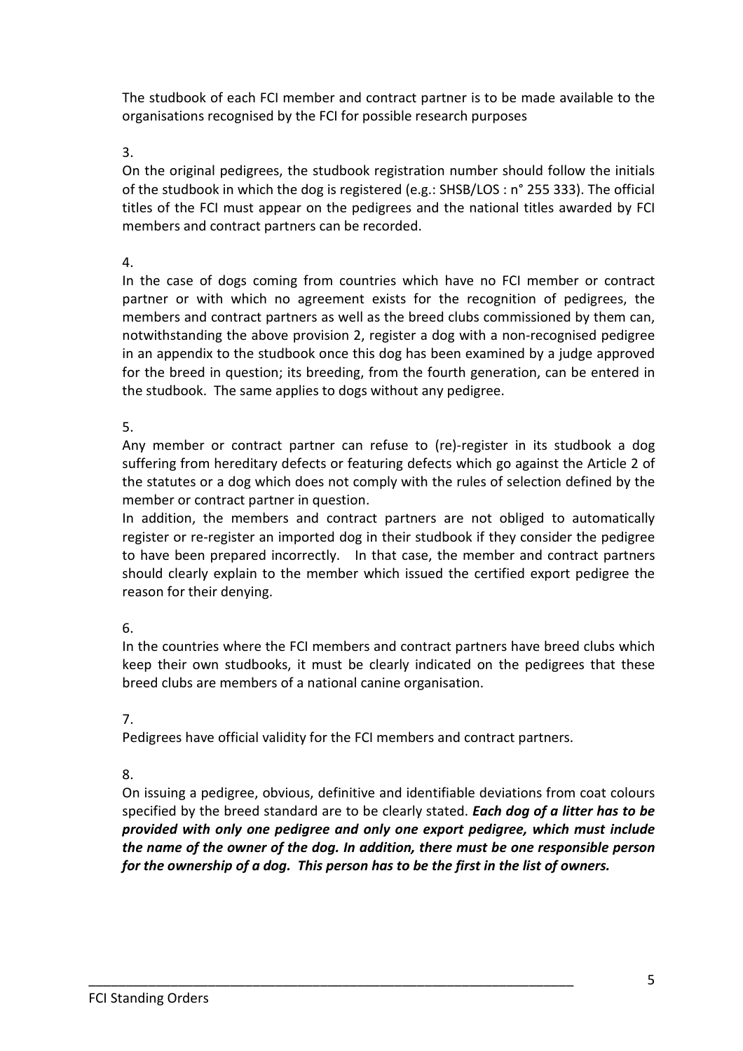The studbook of each FCI member and contract partner is to be made available to the organisations recognised by the FCI for possible research purposes

3.

On the original pedigrees, the studbook registration number should follow the initials of the studbook in which the dog is registered (e.g.: SHSB/LOS : n° 255 333). The official titles of the FCI must appear on the pedigrees and the national titles awarded by FCI members and contract partners can be recorded.

4.

In the case of dogs coming from countries which have no FCI member or contract partner or with which no agreement exists for the recognition of pedigrees, the members and contract partners as well as the breed clubs commissioned by them can, notwithstanding the above provision 2, register a dog with a non-recognised pedigree in an appendix to the studbook once this dog has been examined by a judge approved for the breed in question; its breeding, from the fourth generation, can be entered in the studbook. The same applies to dogs without any pedigree.

5.

Any member or contract partner can refuse to (re)-register in its studbook a dog suffering from hereditary defects or featuring defects which go against the Article 2 of the statutes or a dog which does not comply with the rules of selection defined by the member or contract partner in question.

In addition, the members and contract partners are not obliged to automatically register or re-register an imported dog in their studbook if they consider the pedigree to have been prepared incorrectly. In that case, the member and contract partners should clearly explain to the member which issued the certified export pedigree the reason for their denying.

6.

In the countries where the FCI members and contract partners have breed clubs which keep their own studbooks, it must be clearly indicated on the pedigrees that these breed clubs are members of a national canine organisation.

7.

Pedigrees have official validity for the FCI members and contract partners.

8.

On issuing a pedigree, obvious, definitive and identifiable deviations from coat colours specified by the breed standard are to be clearly stated. ***Each dog of a litter has to be provided with only one pedigree and only one export pedigree, which must include the name of the owner of the dog. In addition, there must be one responsible person for the ownership of a dog. This person has to be the first in the list of owners.***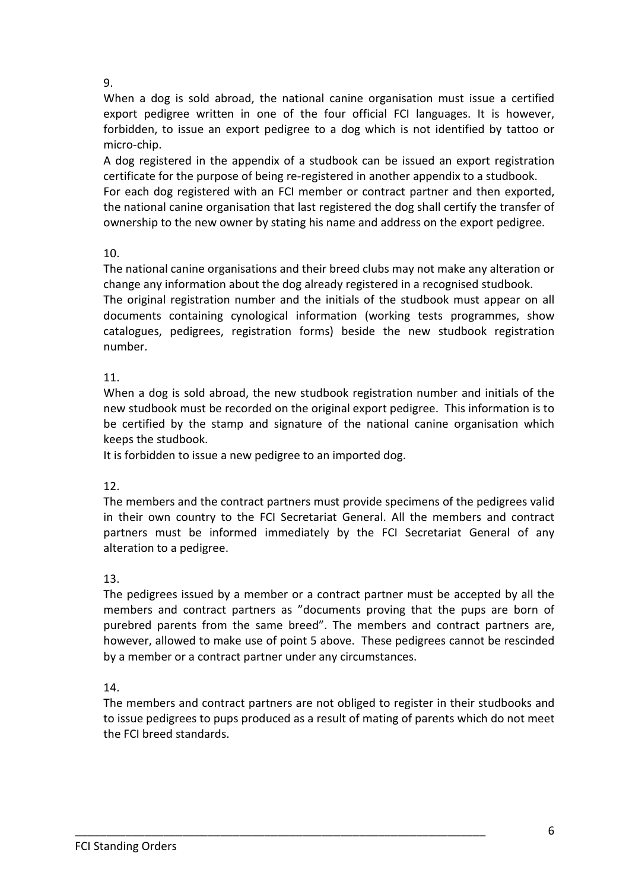9.

When a dog is sold abroad, the national canine organisation must issue a certified export pedigree written in one of the four official FCI languages. It is however, forbidden, to issue an export pedigree to a dog which is not identified by tattoo or micro-chip.

A dog registered in the appendix of a studbook can be issued an export registration certificate for the purpose of being re-registered in another appendix to a studbook.

For each dog registered with an FCI member or contract partner and then exported, the national canine organisation that last registered the dog shall certify the transfer of ownership to the new owner by stating his name and address on the export pedigree.

10.

The national canine organisations and their breed clubs may not make any alteration or change any information about the dog already registered in a recognised studbook.

The original registration number and the initials of the studbook must appear on all documents containing cynological information (working tests programmes, show catalogues, pedigrees, registration forms) beside the new studbook registration number.

11.

When a dog is sold abroad, the new studbook registration number and initials of the new studbook must be recorded on the original export pedigree. This information is to be certified by the stamp and signature of the national canine organisation which keeps the studbook.

It is forbidden to issue a new pedigree to an imported dog.

12.

The members and the contract partners must provide specimens of the pedigrees valid in their own country to the FCI Secretariat General. All the members and contract partners must be informed immediately by the FCI Secretariat General of any alteration to a pedigree.

13.

The pedigrees issued by a member or a contract partner must be accepted by all the members and contract partners as "documents proving that the pups are born of purebred parents from the same breed". The members and contract partners are, however, allowed to make use of point 5 above. These pedigrees cannot be rescinded by a member or a contract partner under any circumstances.

14.

The members and contract partners are not obliged to register in their studbooks and to issue pedigrees to pups produced as a result of mating of parents which do not meet the FCI breed standards.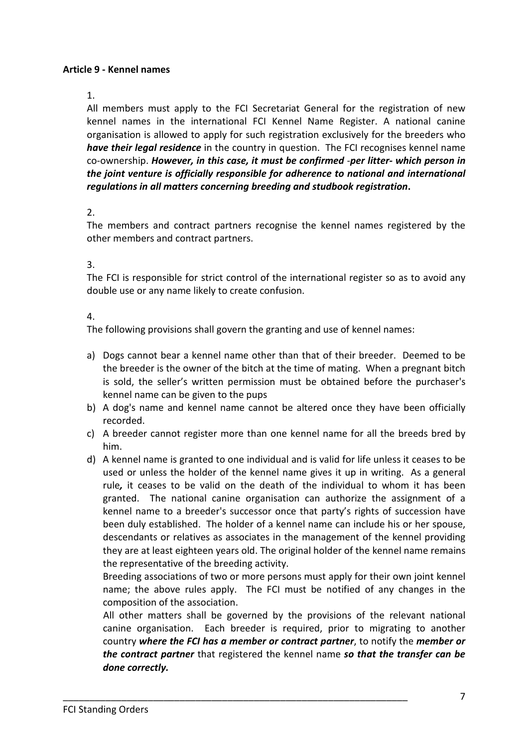**Article 9 - Kennel names**

1.

All members must apply to the FCI Secretariat General for the registration of new kennel names in the international FCI Kennel Name Register. A national canine organisation is allowed to apply for such registration exclusively for the breeders who ***have their legal residence*** in the country in question. The FCI recognises kennel name co-ownership. ***However, in this case, it must be confirmed -per litter- which person in the joint venture is officially responsible for adherence to national and international regulations in all matters concerning breeding and studbook registration*.**

2.

The members and contract partners recognise the kennel names registered by the other members and contract partners.

3.

The FCI is responsible for strict control of the international register so as to avoid any double use or any name likely to create confusion.

4.

The following provisions shall govern the granting and use of kennel names:

a) Dogs cannot bear a kennel name other than that of their breeder. Deemed to be the breeder is the owner of the bitch at the time of mating. When a pregnant bitch is sold, the seller's written permission must be obtained before the purchaser's kennel name can be given to the pups
b) A dog's name and kennel name cannot be altered once they have been officially recorded.
c) A breeder cannot register more than one kennel name for all the breeds bred by him.
d) A kennel name is granted to one individual and is valid for life unless it ceases to be used or unless the holder of the kennel name gives it up in writing. As a general rule*,* it ceases to be valid on the death of the individual to whom it has been granted. The national canine organisation can authorize the assignment of a kennel name to a breeder's successor once that party's rights of succession have been duly established. The holder of a kennel name can include his or her spouse, descendants or relatives as associates in the management of the kennel providing they are at least eighteen years old. The original holder of the kennel name remains the representative of the breeding activity.

   Breeding associations of two or more persons must apply for their own joint kennel name; the above rules apply. The FCI must be notified of any changes in the composition of the association.

   All other matters shall be governed by the provisions of the relevant national canine organisation. Each breeder is required, prior to migrating to another country ***where the FCI has a member or contract partner***, to notify the ***member or the contract partner*** that registered the kennel name ***so that the transfer can be done correctly.***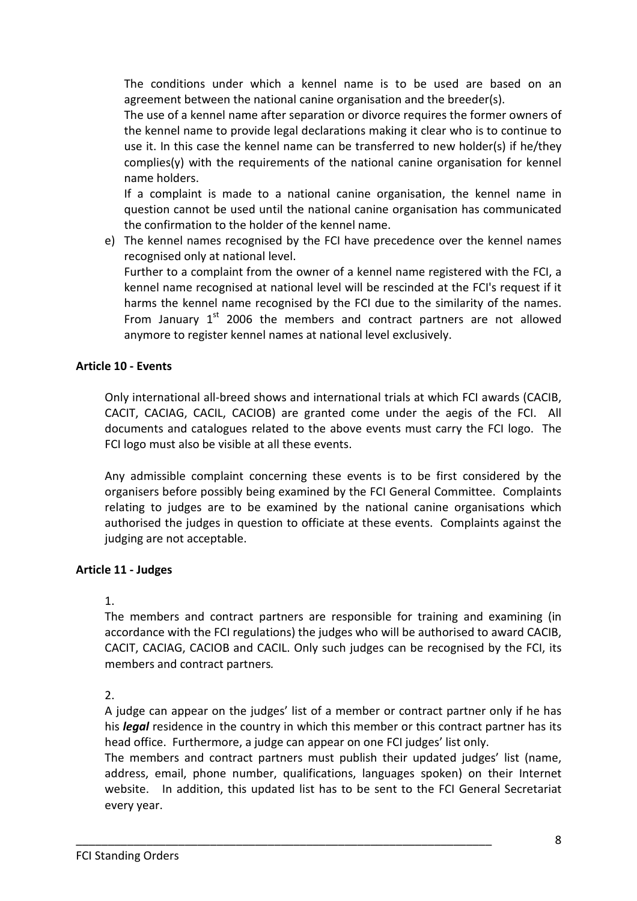The conditions under which a kennel name is to be used are based on an agreement between the national canine organisation and the breeder(s).
The use of a kennel name after separation or divorce requires the former owners of the kennel name to provide legal declarations making it clear who is to continue to use it. In this case the kennel name can be transferred to new holder(s) if he/they complies(y) with the requirements of the national canine organisation for kennel name holders.
If a complaint is made to a national canine organisation, the kennel name in question cannot be used until the national canine organisation has communicated the confirmation to the holder of the kennel name.

e) The kennel names recognised by the FCI have precedence over the kennel names recognised only at national level.
Further to a complaint from the owner of a kennel name registered with the FCI, a kennel name recognised at national level will be rescinded at the FCI's request if it harms the kennel name recognised by the FCI due to the similarity of the names. From January 1st 2006 the members and contract partners are not allowed anymore to register kennel names at national level exclusively.

**Article 10 - Events**

Only international all-breed shows and international trials at which FCI awards (CACIB, CACIT, CACIAG, CACIL, CACIOB) are granted come under the aegis of the FCI. All documents and catalogues related to the above events must carry the FCI logo. The FCI logo must also be visible at all these events.

Any admissible complaint concerning these events is to be first considered by the organisers before possibly being examined by the FCI General Committee. Complaints relating to judges are to be examined by the national canine organisations which authorised the judges in question to officiate at these events. Complaints against the judging are not acceptable.

**Article 11 - Judges**

1.
The members and contract partners are responsible for training and examining (in accordance with the FCI regulations) the judges who will be authorised to award CACIB, CACIT, CACIAG, CACIOB and CACIL. Only such judges can be recognised by the FCI, its members and contract partners*.*

2.
A judge can appear on the judges' list of a member or contract partner only if he has his ***legal*** residence in the country in which this member or this contract partner has its head office. Furthermore, a judge can appear on one FCI judges' list only.
The members and contract partners must publish their updated judges' list (name, address, email, phone number, qualifications, languages spoken) on their Internet website. In addition, this updated list has to be sent to the FCI General Secretariat every year.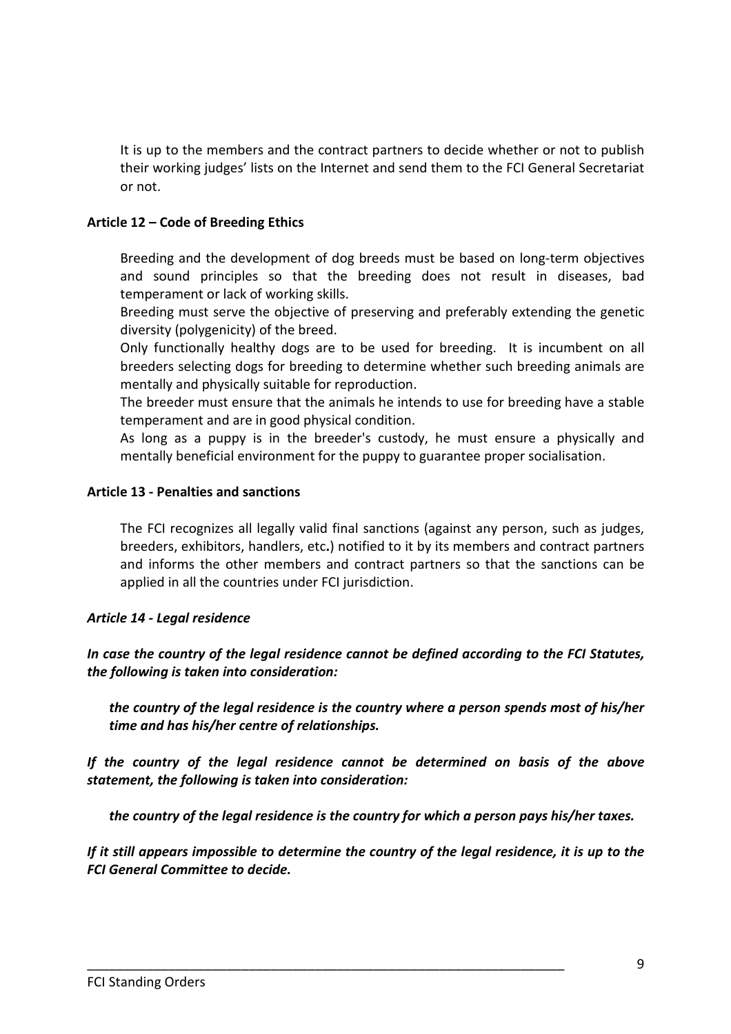It is up to the members and the contract partners to decide whether or not to publish their working judges' lists on the Internet and send them to the FCI General Secretariat or not.

### Article 12 – Code of Breeding Ethics

Breeding and the development of dog breeds must be based on long-term objectives and sound principles so that the breeding does not result in diseases, bad temperament or lack of working skills.
Breeding must serve the objective of preserving and preferably extending the genetic diversity (polygenicity) of the breed.
Only functionally healthy dogs are to be used for breeding. It is incumbent on all breeders selecting dogs for breeding to determine whether such breeding animals are mentally and physically suitable for reproduction.
The breeder must ensure that the animals he intends to use for breeding have a stable temperament and are in good physical condition.
As long as a puppy is in the breeder's custody, he must ensure a physically and mentally beneficial environment for the puppy to guarantee proper socialisation.

### Article 13 - Penalties and sanctions

The FCI recognizes all legally valid final sanctions (against any person, such as judges, breeders, exhibitors, handlers, etc**.**) notified to it by its members and contract partners and informs the other members and contract partners so that the sanctions can be applied in all the countries under FCI jurisdiction.

### *Article 14 - Legal residence*

***In case the country of the legal residence cannot be defined according to the FCI Statutes, the following is taken into consideration:***

***the country of the legal residence is the country where a person spends most of his/her time and has his/her centre of relationships.***

***If the country of the legal residence cannot be determined on basis of the above statement, the following is taken into consideration:***

***the country of the legal residence is the country for which a person pays his/her taxes.***

***If it still appears impossible to determine the country of the legal residence, it is up to the FCI General Committee to decide.***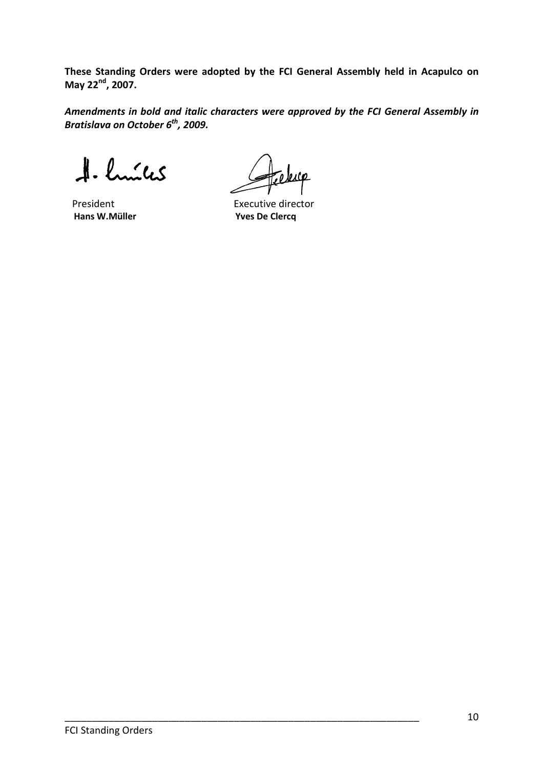**These Standing Orders were adopted by the FCI General Assembly held in Acapulco on May 22nd, 2007.**

***Amendments in bold and italic characters were approved by the FCI General Assembly in Bratislava on October 6th, 2009.***

President
**Hans W.Müller**

Executive director
**Yves De Clercq**